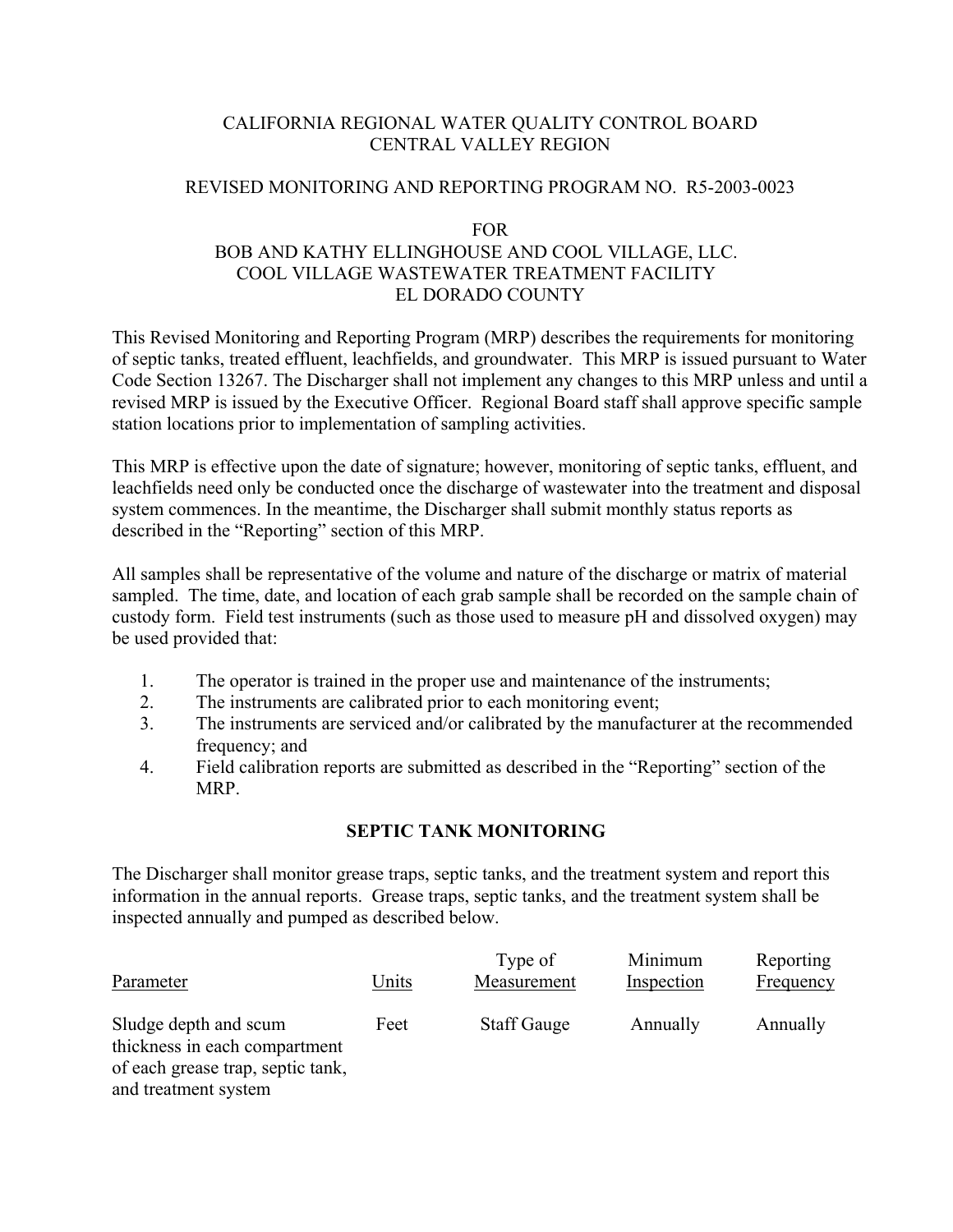CALIFORNIA REGIONAL WATER QUALITY CONTROL BOARD
CENTRAL VALLEY REGION

REVISED MONITORING AND REPORTING PROGRAM NO. R5-2003-0023

FOR
BOB AND KATHY ELLINGHOUSE AND COOL VILLAGE, LLC.
COOL VILLAGE WASTEWATER TREATMENT FACILITY
EL DORADO COUNTY

This Revised Monitoring and Reporting Program (MRP) describes the requirements for monitoring of septic tanks, treated effluent, leachfields, and groundwater. This MRP is issued pursuant to Water Code Section 13267. The Discharger shall not implement any changes to this MRP unless and until a revised MRP is issued by the Executive Officer. Regional Board staff shall approve specific sample station locations prior to implementation of sampling activities.

This MRP is effective upon the date of signature; however, monitoring of septic tanks, effluent, and leachfields need only be conducted once the discharge of wastewater into the treatment and disposal system commences. In the meantime, the Discharger shall submit monthly status reports as described in the "Reporting" section of this MRP.

All samples shall be representative of the volume and nature of the discharge or matrix of material sampled. The time, date, and location of each grab sample shall be recorded on the sample chain of custody form. Field test instruments (such as those used to measure pH and dissolved oxygen) may be used provided that:

1. The operator is trained in the proper use and maintenance of the instruments;
2. The instruments are calibrated prior to each monitoring event;
3. The instruments are serviced and/or calibrated by the manufacturer at the recommended frequency; and
4. Field calibration reports are submitted as described in the "Reporting" section of the MRP.

## SEPTIC TANK MONITORING

The Discharger shall monitor grease traps, septic tanks, and the treatment system and report this information in the annual reports. Grease traps, septic tanks, and the treatment system shall be inspected annually and pumped as described below.

| Parameter | Units | Type of Measurement | Minimum Inspection | Reporting Frequency |
|---|---|---|---|---|
| Sludge depth and scum thickness in each compartment of each grease trap, septic tank, and treatment system | Feet | Staff Gauge | Annually | Annually |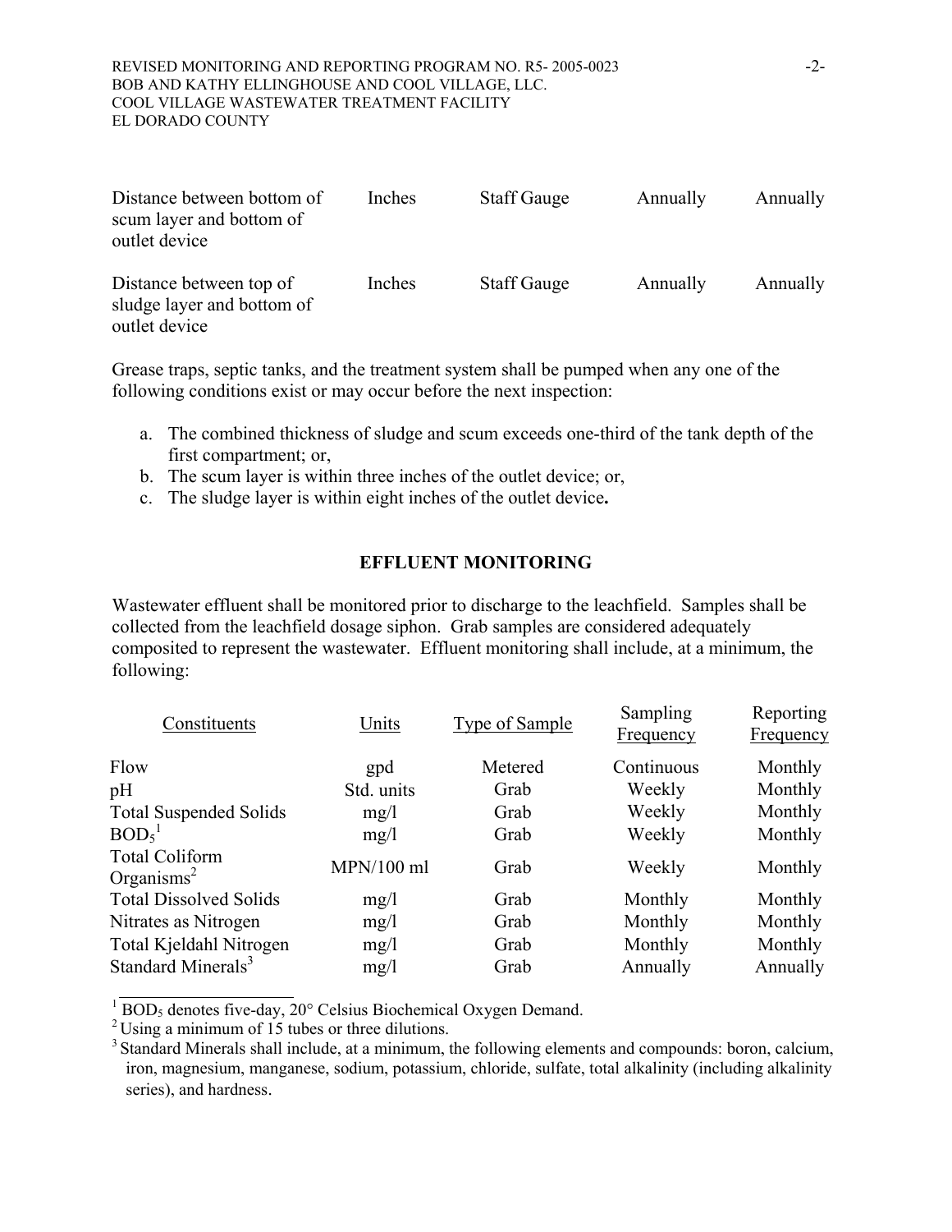| | | | | |
|---|---|---|---|---|
| Distance between bottom of scum layer and bottom of outlet device | Inches | Staff Gauge | Annually | Annually |
| Distance between top of sludge layer and bottom of outlet device | Inches | Staff Gauge | Annually | Annually |

Grease traps, septic tanks, and the treatment system shall be pumped when any one of the following conditions exist or may occur before the next inspection:

a. The combined thickness of sludge and scum exceeds one-third of the tank depth of the first compartment; or,
b. The scum layer is within three inches of the outlet device; or,
c. The sludge layer is within eight inches of the outlet device.

## EFFLUENT MONITORING

Wastewater effluent shall be monitored prior to discharge to the leachfield. Samples shall be collected from the leachfield dosage siphon. Grab samples are considered adequately composited to represent the wastewater. Effluent monitoring shall include, at a minimum, the following:

| Constituents | Units | Type of Sample | Sampling Frequency | Reporting Frequency |
|---|---|---|---|---|
| Flow | gpd | Metered | Continuous | Monthly |
| pH | Std. units | Grab | Weekly | Monthly |
| Total Suspended Solids | mg/l | Grab | Weekly | Monthly |
| $BOD_5$[1] | mg/l | Grab | Weekly | Monthly |
| Total Coliform Organisms[2] | MPN/100 ml | Grab | Weekly | Monthly |
| Total Dissolved Solids | mg/l | Grab | Monthly | Monthly |
| Nitrates as Nitrogen | mg/l | Grab | Monthly | Monthly |
| Total Kjeldahl Nitrogen | mg/l | Grab | Monthly | Monthly |
| Standard Minerals[3] | mg/l | Grab | Annually | Annually |

[1] $BOD_5$ denotes five-day, 20° Celsius Biochemical Oxygen Demand.
[2] Using a minimum of 15 tubes or three dilutions.
[3] Standard Minerals shall include, at a minimum, the following elements and compounds: boron, calcium, iron, magnesium, manganese, sodium, potassium, chloride, sulfate, total alkalinity (including alkalinity series), and hardness.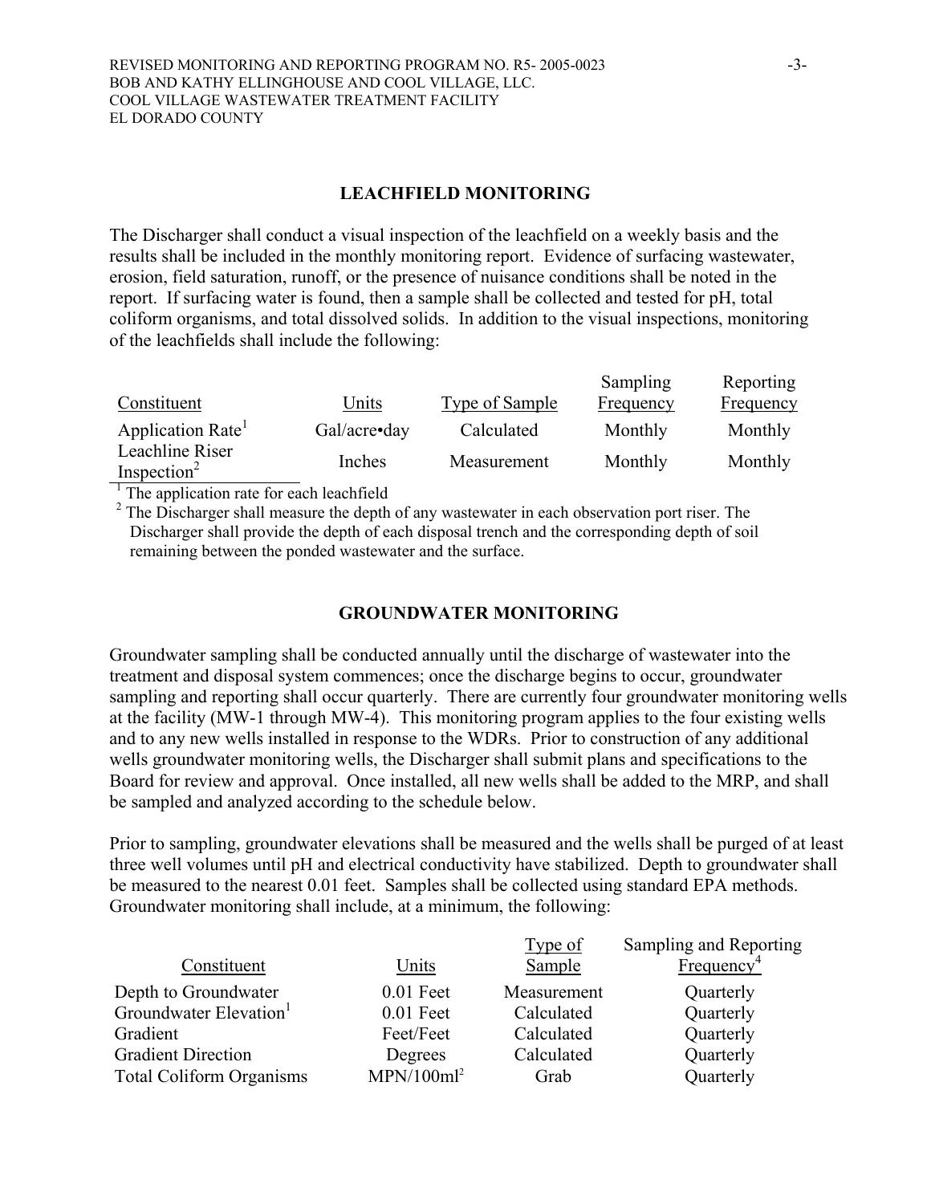## LEACHFIELD MONITORING

The Discharger shall conduct a visual inspection of the leachfield on a weekly basis and the results shall be included in the monthly monitoring report. Evidence of surfacing wastewater, erosion, field saturation, runoff, or the presence of nuisance conditions shall be noted in the report. If surfacing water is found, then a sample shall be collected and tested for pH, total coliform organisms, and total dissolved solids. In addition to the visual inspections, monitoring of the leachfields shall include the following:

| Constituent | Units | Type of Sample | Sampling Frequency | Reporting Frequency |
|---|---|---|---|---|
| Application Rate[1] | Gal/acre•day | Calculated | Monthly | Monthly |
| Leachline Riser Inspection[2] | Inches | Measurement | Monthly | Monthly |

[1] The application rate for each leachfield

[2] The Discharger shall measure the depth of any wastewater in each observation port riser. The Discharger shall provide the depth of each disposal trench and the corresponding depth of soil remaining between the ponded wastewater and the surface.

## GROUNDWATER MONITORING

Groundwater sampling shall be conducted annually until the discharge of wastewater into the treatment and disposal system commences; once the discharge begins to occur, groundwater sampling and reporting shall occur quarterly. There are currently four groundwater monitoring wells at the facility (MW-1 through MW-4). This monitoring program applies to the four existing wells and to any new wells installed in response to the WDRs. Prior to construction of any additional wells groundwater monitoring wells, the Discharger shall submit plans and specifications to the Board for review and approval. Once installed, all new wells shall be added to the MRP, and shall be sampled and analyzed according to the schedule below.

Prior to sampling, groundwater elevations shall be measured and the wells shall be purged of at least three well volumes until pH and electrical conductivity have stabilized. Depth to groundwater shall be measured to the nearest 0.01 feet. Samples shall be collected using standard EPA methods. Groundwater monitoring shall include, at a minimum, the following:

| Constituent | Units | Type of Sample | Sampling and Reporting Frequency[4] |
|---|---|---|---|
| Depth to Groundwater | 0.01 Feet | Measurement | Quarterly |
| Groundwater Elevation[1] | 0.01 Feet | Calculated | Quarterly |
| Gradient | Feet/Feet | Calculated | Quarterly |
| Gradient Direction | Degrees | Calculated | Quarterly |
| Total Coliform Organisms | MPN/100ml[2] | Grab | Quarterly |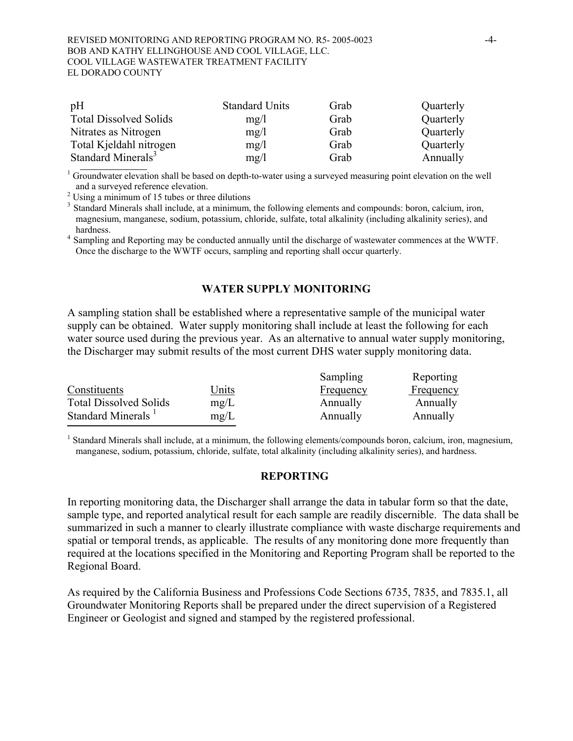| | | | |
|---|---|---|---|
| pH | Standard Units | Grab | Quarterly |
| Total Dissolved Solids | mg/l | Grab | Quarterly |
| Nitrates as Nitrogen | mg/l | Grab | Quarterly |
| Total Kjeldahl nitrogen | mg/l | Grab | Quarterly |
| Standard Minerals[3] | mg/l | Grab | Annually |

[1] Groundwater elevation shall be based on depth-to-water using a surveyed measuring point elevation on the well and a surveyed reference elevation.

[2] Using a minimum of 15 tubes or three dilutions

[3] Standard Minerals shall include, at a minimum, the following elements and compounds: boron, calcium, iron, magnesium, manganese, sodium, potassium, chloride, sulfate, total alkalinity (including alkalinity series), and hardness.

[4] Sampling and Reporting may be conducted annually until the discharge of wastewater commences at the WWTF. Once the discharge to the WWTF occurs, sampling and reporting shall occur quarterly.

## WATER SUPPLY MONITORING

A sampling station shall be established where a representative sample of the municipal water supply can be obtained. Water supply monitoring shall include at least the following for each water source used during the previous year. As an alternative to annual water supply monitoring, the Discharger may submit results of the most current DHS water supply monitoring data.

| Constituents | Units | Sampling Frequency | Reporting Frequency |
|---|---|---|---|
| Total Dissolved Solids | mg/L | Annually | Annually |
| Standard Minerals [1] | mg/L | Annually | Annually |

[1] Standard Minerals shall include, at a minimum, the following elements/compounds boron, calcium, iron, magnesium, manganese, sodium, potassium, chloride, sulfate, total alkalinity (including alkalinity series), and hardness.

## REPORTING

In reporting monitoring data, the Discharger shall arrange the data in tabular form so that the date, sample type, and reported analytical result for each sample are readily discernible. The data shall be summarized in such a manner to clearly illustrate compliance with waste discharge requirements and spatial or temporal trends, as applicable. The results of any monitoring done more frequently than required at the locations specified in the Monitoring and Reporting Program shall be reported to the Regional Board.

As required by the California Business and Professions Code Sections 6735, 7835, and 7835.1, all Groundwater Monitoring Reports shall be prepared under the direct supervision of a Registered Engineer or Geologist and signed and stamped by the registered professional.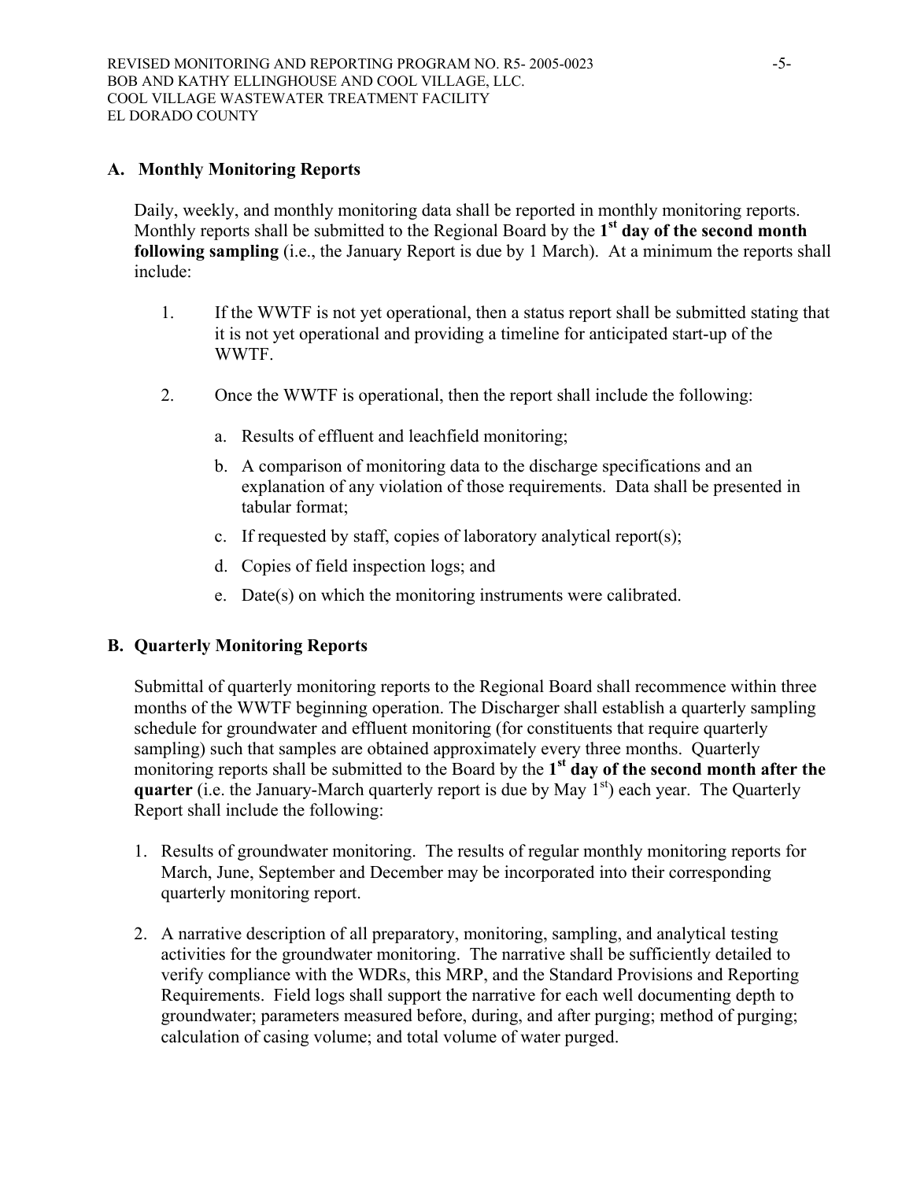## A. Monthly Monitoring Reports

Daily, weekly, and monthly monitoring data shall be reported in monthly monitoring reports. Monthly reports shall be submitted to the Regional Board by the **1st day of the second month following sampling** (i.e., the January Report is due by 1 March). At a minimum the reports shall include:

1. If the WWTF is not yet operational, then a status report shall be submitted stating that it is not yet operational and providing a timeline for anticipated start-up of the WWTF.

2. Once the WWTF is operational, then the report shall include the following:

   a. Results of effluent and leachfield monitoring;

   b. A comparison of monitoring data to the discharge specifications and an explanation of any violation of those requirements. Data shall be presented in tabular format;

   c. If requested by staff, copies of laboratory analytical report(s);

   d. Copies of field inspection logs; and

   e. Date(s) on which the monitoring instruments were calibrated.

## B. Quarterly Monitoring Reports

Submittal of quarterly monitoring reports to the Regional Board shall recommence within three months of the WWTF beginning operation. The Discharger shall establish a quarterly sampling schedule for groundwater and effluent monitoring (for constituents that require quarterly sampling) such that samples are obtained approximately every three months. Quarterly monitoring reports shall be submitted to the Board by the **1st day of the second month after the quarter** (i.e. the January-March quarterly report is due by May 1st) each year. The Quarterly Report shall include the following:

1. Results of groundwater monitoring. The results of regular monthly monitoring reports for March, June, September and December may be incorporated into their corresponding quarterly monitoring report.

2. A narrative description of all preparatory, monitoring, sampling, and analytical testing activities for the groundwater monitoring. The narrative shall be sufficiently detailed to verify compliance with the WDRs, this MRP, and the Standard Provisions and Reporting Requirements. Field logs shall support the narrative for each well documenting depth to groundwater; parameters measured before, during, and after purging; method of purging; calculation of casing volume; and total volume of water purged.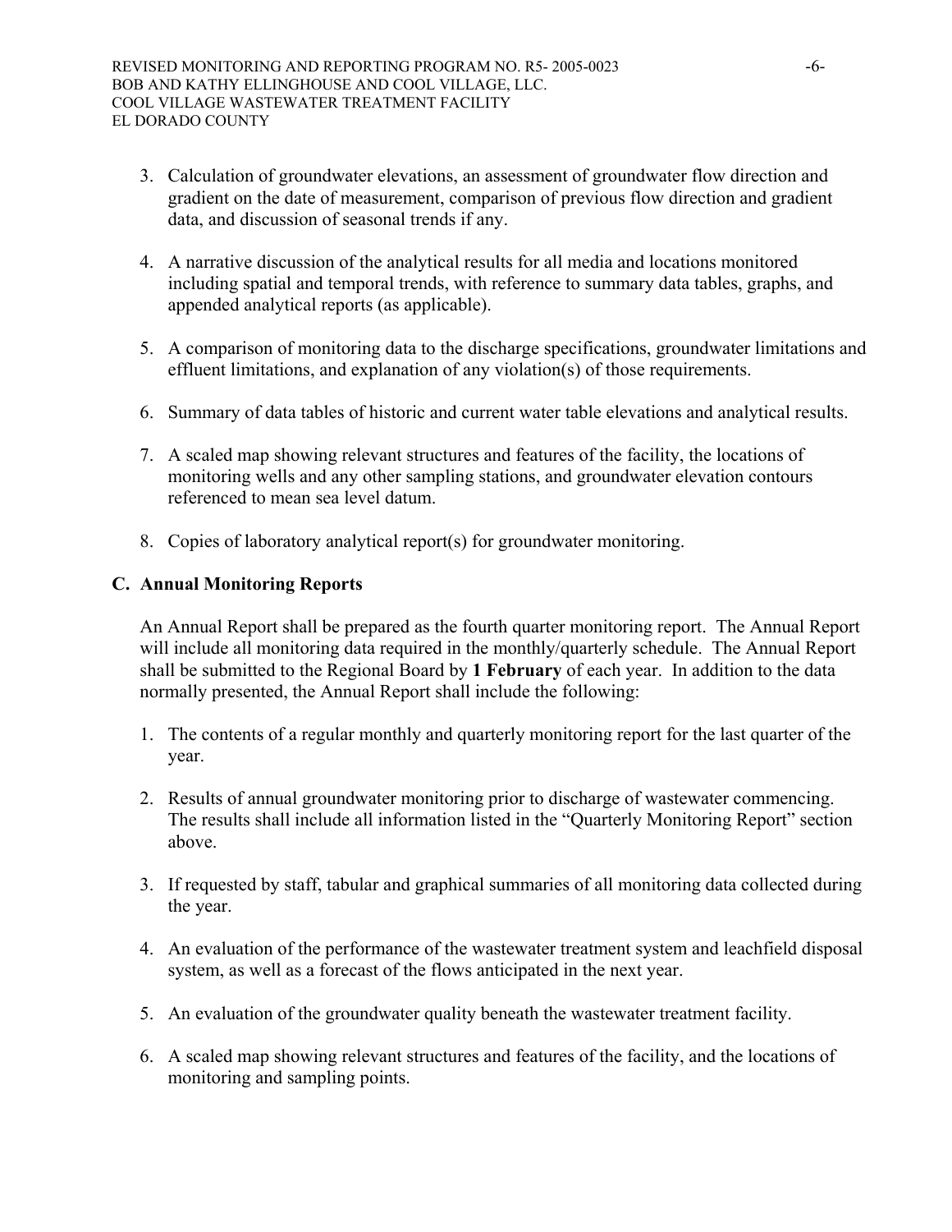3. Calculation of groundwater elevations, an assessment of groundwater flow direction and gradient on the date of measurement, comparison of previous flow direction and gradient data, and discussion of seasonal trends if any.

4. A narrative discussion of the analytical results for all media and locations monitored including spatial and temporal trends, with reference to summary data tables, graphs, and appended analytical reports (as applicable).

5. A comparison of monitoring data to the discharge specifications, groundwater limitations and effluent limitations, and explanation of any violation(s) of those requirements.

6. Summary of data tables of historic and current water table elevations and analytical results.

7. A scaled map showing relevant structures and features of the facility, the locations of monitoring wells and any other sampling stations, and groundwater elevation contours referenced to mean sea level datum.

8. Copies of laboratory analytical report(s) for groundwater monitoring.

### C. Annual Monitoring Reports

An Annual Report shall be prepared as the fourth quarter monitoring report. The Annual Report will include all monitoring data required in the monthly/quarterly schedule. The Annual Report shall be submitted to the Regional Board by **1 February** of each year. In addition to the data normally presented, the Annual Report shall include the following:

1. The contents of a regular monthly and quarterly monitoring report for the last quarter of the year.

2. Results of annual groundwater monitoring prior to discharge of wastewater commencing. The results shall include all information listed in the "Quarterly Monitoring Report" section above.

3. If requested by staff, tabular and graphical summaries of all monitoring data collected during the year.

4. An evaluation of the performance of the wastewater treatment system and leachfield disposal system, as well as a forecast of the flows anticipated in the next year.

5. An evaluation of the groundwater quality beneath the wastewater treatment facility.

6. A scaled map showing relevant structures and features of the facility, and the locations of monitoring and sampling points.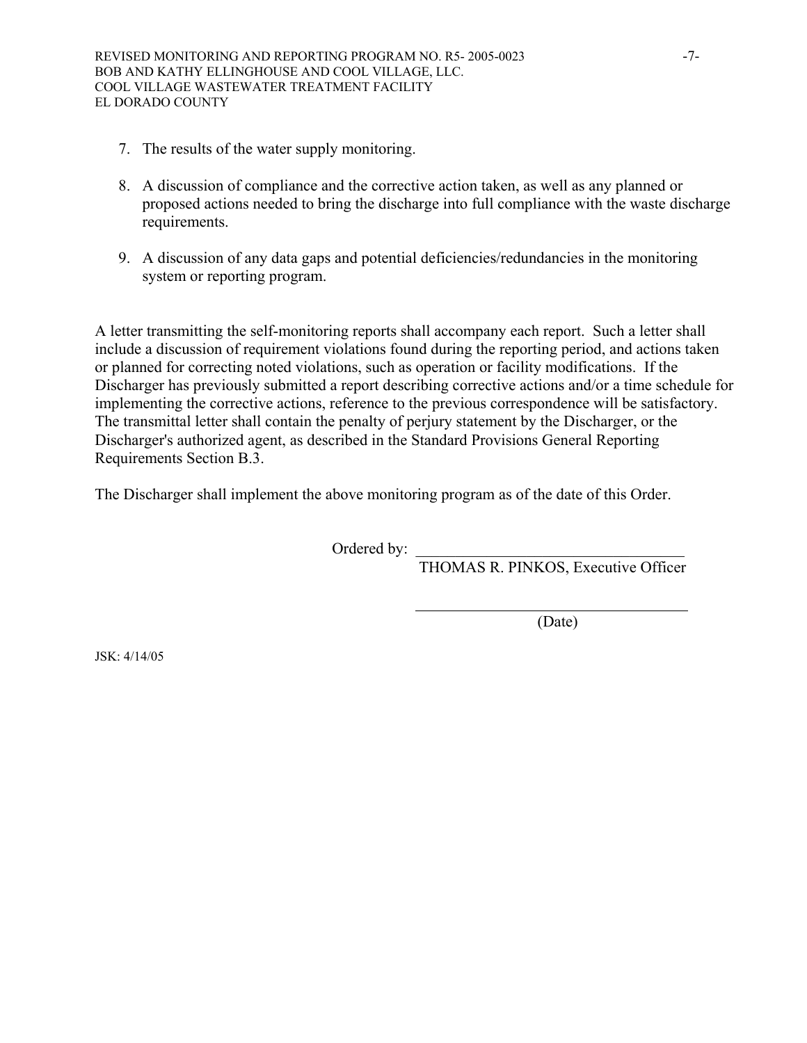7. The results of the water supply monitoring.

8. A discussion of compliance and the corrective action taken, as well as any planned or proposed actions needed to bring the discharge into full compliance with the waste discharge requirements.

9. A discussion of any data gaps and potential deficiencies/redundancies in the monitoring system or reporting program.

A letter transmitting the self-monitoring reports shall accompany each report. Such a letter shall include a discussion of requirement violations found during the reporting period, and actions taken or planned for correcting noted violations, such as operation or facility modifications. If the Discharger has previously submitted a report describing corrective actions and/or a time schedule for implementing the corrective actions, reference to the previous correspondence will be satisfactory. The transmittal letter shall contain the penalty of perjury statement by the Discharger, or the Discharger's authorized agent, as described in the Standard Provisions General Reporting Requirements Section B.3.

The Discharger shall implement the above monitoring program as of the date of this Order.

Ordered by: \_\_\_\_\_\_\_\_\_\_\_\_\_\_\_\_\_\_\_\_\_\_\_\_\_\_\_\_\_\_\_\_\_\_

THOMAS R. PINKOS, Executive Officer

\_\_\_\_\_\_\_\_\_\_\_\_\_\_\_\_\_\_\_\_\_\_\_\_\_\_\_\_\_\_\_\_\_\_

(Date)

JSK: 4/14/05